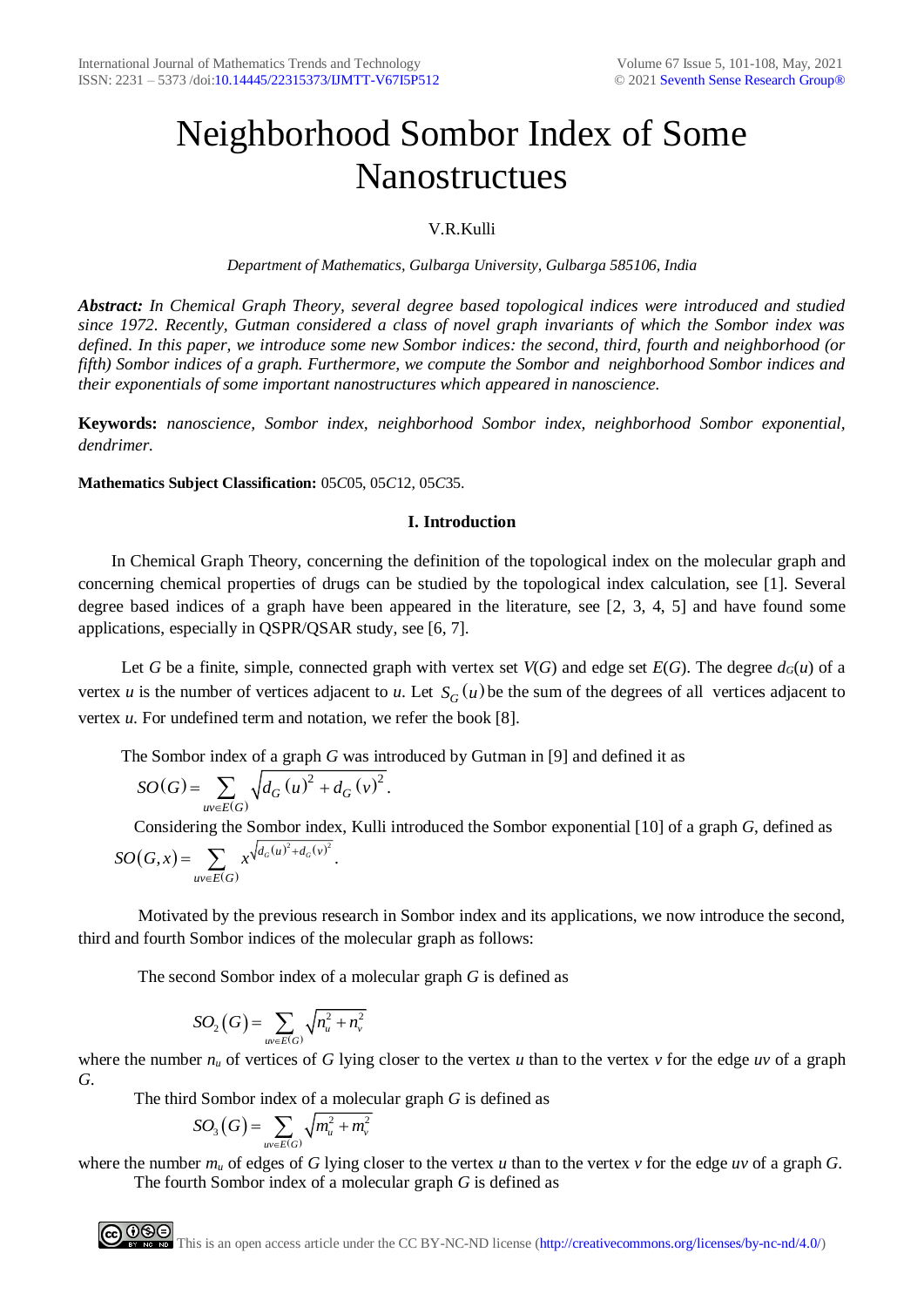# Neighborhood Sombor Index of Some Nanostructues

V.R.Kulli

*Department of Mathematics, Gulbarga University, Gulbarga 585106, India*

***Abstract:*** *In Chemical Graph Theory, several degree based topological indices were introduced and studied since 1972. Recently, Gutman considered a class of novel graph invariants of which the Sombor index was defined. In this paper, we introduce some new Sombor indices: the second, third, fourth and neighborhood (or fifth) Sombor indices of a graph. Furthermore, we compute the Sombor and neighborhood Sombor indices and their exponentials of some important nanostructures which appeared in nanoscience.*

**Keywords:** *nanoscience, Sombor index, neighborhood Sombor index, neighborhood Sombor exponential, dendrimer.*

**Mathematics Subject Classification:** 05*C*05, 05*C*12, 05*C*35.

## I. Introduction

In Chemical Graph Theory, concerning the definition of the topological index on the molecular graph and concerning chemical properties of drugs can be studied by the topological index calculation, see [1]. Several degree based indices of a graph have been appeared in the literature, see [2, 3, 4, 5] and have found some applications, especially in QSPR/QSAR study, see [6, 7].

Let $G$ be a finite, simple, connected graph with vertex set $V(G)$ and edge set $E(G)$. The degree $d_G(u)$ of a vertex $u$ is the number of vertices adjacent to $u$. Let $S_G(u)$ be the sum of the degrees of all vertices adjacent to vertex $u$. For undefined term and notation, we refer the book [8].

The Sombor index of a graph $G$ was introduced by Gutman in [9] and defined it as

$$SO(G) = \sum_{uv \in E(G)} \sqrt{d_G(u)^2 + d_G(v)^2}.$$

Considering the Sombor index, Kulli introduced the Sombor exponential [10] of a graph $G$, defined as

$$SO(G,x) = \sum_{uv \in E(G)} x^{\sqrt{d_G(u)^2 + d_G(v)^2}}.$$

Motivated by the previous research in Sombor index and its applications, we now introduce the second, third and fourth Sombor indices of the molecular graph as follows:

The second Sombor index of a molecular graph $G$ is defined as

$$SO_2(G) = \sum_{uv \in E(G)} \sqrt{n_u^2 + n_v^2}$$

where the number $n_u$ of vertices of $G$ lying closer to the vertex $u$ than to the vertex $v$ for the edge $uv$ of a graph $G$.

The third Sombor index of a molecular graph $G$ is defined as

$$SO_3(G) = \sum_{uv \in E(G)} \sqrt{m_u^2 + m_v^2}$$

where the number $m_u$ of edges of $G$ lying closer to the vertex $u$ than to the vertex $v$ for the edge $uv$ of a graph $G$.

The fourth Sombor index of a molecular graph $G$ is defined as

This is an open access article under the CC BY-NC-ND license (http://creativecommons.org/licenses/by-nc-nd/4.0/)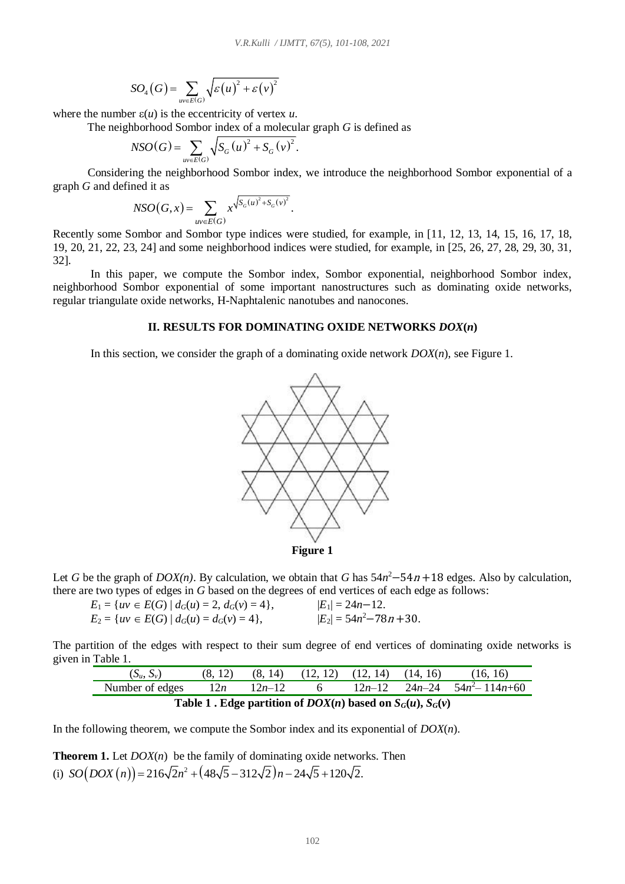$$SO_4(G) = \sum_{uv \in E(G)} \sqrt{\varepsilon(u)^2 + \varepsilon(v)^2}$$

where the number $\varepsilon(u)$ is the eccentricity of vertex $u$.

The neighborhood Sombor index of a molecular graph $G$ is defined as

$$NSO(G) = \sum_{uv \in E(G)} \sqrt{S_G(u)^2 + S_G(v)^2}.$$

Considering the neighborhood Sombor index, we introduce the neighborhood Sombor exponential of a graph $G$ and defined it as

$$NSO(G, x) = \sum_{uv \in E(G)} x^{\sqrt{S_G(u)^2 + S_G(v)^2}}.$$

Recently some Sombor and Sombor type indices were studied, for example, in [11, 12, 13, 14, 15, 16, 17, 18, 19, 20, 21, 22, 23, 24] and some neighborhood indices were studied, for example, in [25, 26, 27, 28, 29, 30, 31, 32].

In this paper, we compute the Sombor index, Sombor exponential, neighborhood Sombor index, neighborhood Sombor exponential of some important nanostructures such as dominating oxide networks, regular triangulate oxide networks, H-Naphtalenic nanotubes and nanocones.

## II. RESULTS FOR DOMINATING OXIDE NETWORKS *DOX*(*n*)

In this section, we consider the graph of a dominating oxide network $DOX(n)$, see Figure 1.

**Figure 1**

Let $G$ be the graph of $DOX(n)$. By calculation, we obtain that $G$ has $54n^2-54n+18$ edges. Also by calculation, there are two types of edges in $G$ based on the degrees of end vertices of each edge as follows:

$E_1 = \{uv \in E(G) \mid d_G(u) = 2, d_G(v) = 4\}$, $\quad |E_1| = 24n-12$.

$E_2 = \{uv \in E(G) \mid d_G(u) = d_G(v) = 4\}$, $\quad |E_2| = 54n^2-78n+30$.

The partition of the edges with respect to their sum degree of end vertices of dominating oxide networks is given in Table 1.

| $(S_u, S_v)$ | (8, 12) | (8, 14) | (12, 12) | (12, 14) | (14, 16) | (16, 16) |
|---|---|---|---|---|---|---|
| Number of edges | $12n$ | $12n-12$ | 6 | $12n-12$ | $24n-24$ | $54n^2-114n+60$ |

**Table 1 . Edge partition of $DOX(n)$ based on $S_G(u)$, $S_G(v)$**

In the following theorem, we compute the Sombor index and its exponential of $DOX(n)$.

**Theorem 1.** Let $DOX(n)$ be the family of dominating oxide networks. Then

(i) $SO(DOX(n)) = 216\sqrt{2}n^2 + (48\sqrt{5} - 312\sqrt{2})n - 24\sqrt{5} + 120\sqrt{2}.$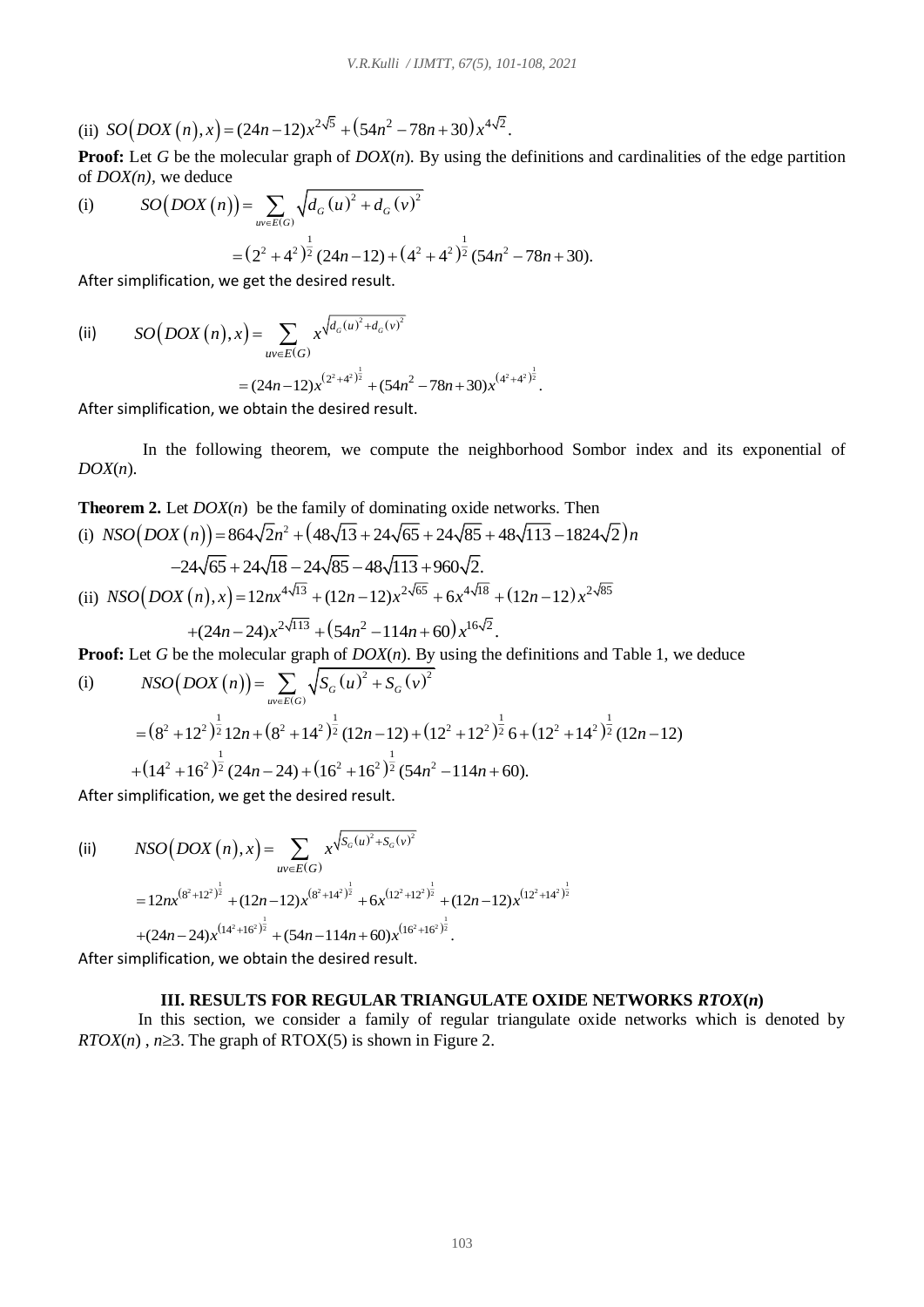(ii) $SO\left(DOX\left(n\right),x\right)=(24n-12)x^{2\sqrt{5}}+\left(54n^{2}-78n+30\right)x^{4\sqrt{2}}$.

**Proof:** Let $G$ be the molecular graph of $DOX(n)$. By using the definitions and cardinalities of the edge partition of $DOX(n)$, we deduce

(i) $$SO\left(DOX\left(n\right)\right)=\sum_{uv\in E(G)}\sqrt{d_{G}\left(u\right)^{2}+d_{G}\left(v\right)^{2}}$$

$$=\left(2^{2}+4^{2}\right)^{\frac{1}{2}}(24n-12)+\left(4^{2}+4^{2}\right)^{\frac{1}{2}}(54n^{2}-78n+30).$$

After simplification, we get the desired result.

(ii) $$SO\left(DOX\left(n\right),x\right)=\sum_{uv\in E(G)}x^{\sqrt{d_{G}(u)^{2}+d_{G}(v)^{2}}}$$

$$=(24n-12)x^{\left(2^{2}+4^{2}\right)^{\frac{1}{2}}}+(54n^{2}-78n+30)x^{\left(4^{2}+4^{2}\right)^{\frac{1}{2}}}.$$

After simplification, we obtain the desired result.

In the following theorem, we compute the neighborhood Sombor index and its exponential of $DOX(n)$.

**Theorem 2.** Let $DOX(n)$ be the family of dominating oxide networks. Then

(i) $$NSO\left(DOX\left(n\right)\right)=864\sqrt{2}n^{2}+\left(48\sqrt{13}+24\sqrt{65}+24\sqrt{85}+48\sqrt{113}-1824\sqrt{2}\right)n$$
$$-24\sqrt{65}+24\sqrt{18}-24\sqrt{85}-48\sqrt{113}+960\sqrt{2}.$$

(ii) $$NSO\left(DOX\left(n\right),x\right)=12nx^{4\sqrt{13}}+(12n-12)x^{2\sqrt{65}}+6x^{4\sqrt{18}}+(12n-12)x^{2\sqrt{85}}$$
$$+(24n-24)x^{2\sqrt{113}}+\left(54n^{2}-114n+60\right)x^{16\sqrt{2}}.$$

**Proof:** Let $G$ be the molecular graph of $DOX(n)$. By using the definitions and Table 1, we deduce

(i) $$NSO\left(DOX\left(n\right)\right)=\sum_{uv\in E(G)}\sqrt{S_{G}\left(u\right)^{2}+S_{G}\left(v\right)^{2}}$$

$$=\left(8^{2}+12^{2}\right)^{\frac{1}{2}}12n+\left(8^{2}+14^{2}\right)^{\frac{1}{2}}(12n-12)+\left(12^{2}+12^{2}\right)^{\frac{1}{2}}6+\left(12^{2}+14^{2}\right)^{\frac{1}{2}}(12n-12)$$
$$+\left(14^{2}+16^{2}\right)^{\frac{1}{2}}(24n-24)+\left(16^{2}+16^{2}\right)^{\frac{1}{2}}(54n^{2}-114n+60).$$

After simplification, we get the desired result.

(ii) $$NSO\left(DOX\left(n\right),x\right)=\sum_{uv\in E(G)}x^{\sqrt{S_{G}(u)^{2}+S_{G}(v)^{2}}}$$

$$=12nx^{\left(8^{2}+12^{2}\right)^{\frac{1}{2}}}+(12n-12)x^{\left(8^{2}+14^{2}\right)^{\frac{1}{2}}}+6x^{\left(12^{2}+12^{2}\right)^{\frac{1}{2}}}+(12n-12)x^{\left(12^{2}+14^{2}\right)^{\frac{1}{2}}}$$
$$+(24n-24)x^{\left(14^{2}+16^{2}\right)^{\frac{1}{2}}}+(54n-114n+60)x^{\left(16^{2}+16^{2}\right)^{\frac{1}{2}}}.$$

After simplification, we obtain the desired result.

## III. RESULTS FOR REGULAR TRIANGULATE OXIDE NETWORKS *RTOX*(*n*)

In this section, we consider a family of regular triangulate oxide networks which is denoted by $RTOX(n)$, $n\geq3$. The graph of RTOX(5) is shown in Figure 2.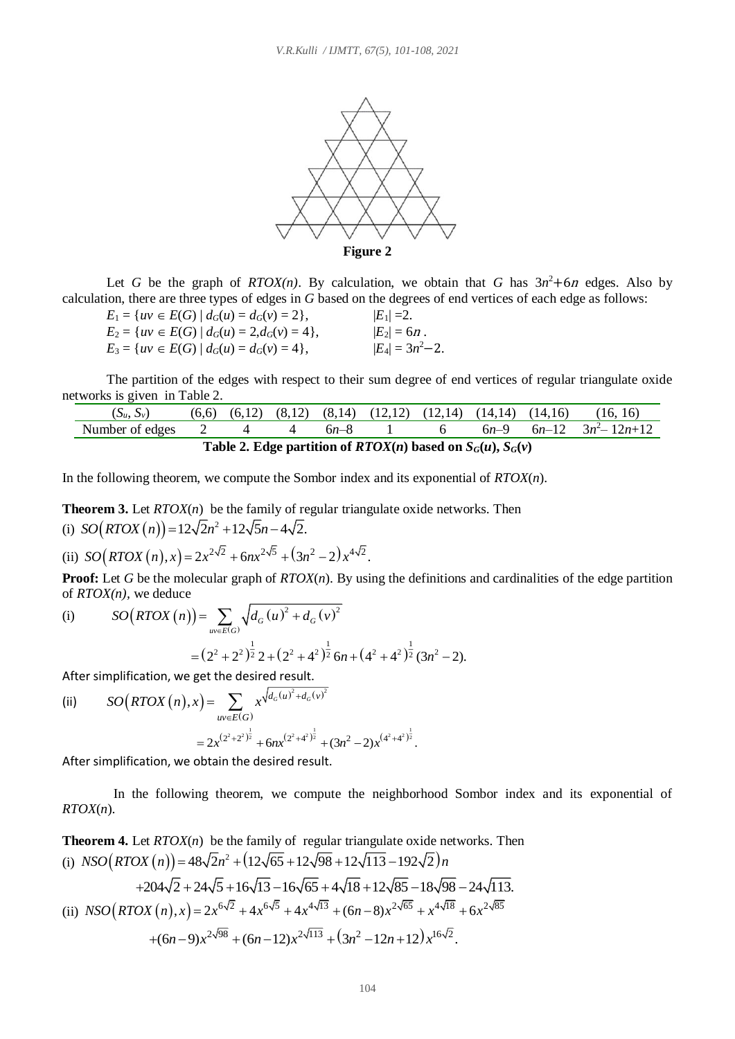**Figure 2**

Let $G$ be the graph of $RTOX(n)$. By calculation, we obtain that $G$ has $3n^2+6n$ edges. Also by calculation, there are three types of edges in $G$ based on the degrees of end vertices of each edge as follows:

$E_1 = \{uv \in E(G) \mid d_G(u) = d_G(v) = 2\}$, $|E_1| = 2$.

$E_2 = \{uv \in E(G) \mid d_G(u) = 2, d_G(v) = 4\}$, $|E_2| = 6n$.

$E_3 = \{uv \in E(G) \mid d_G(u) = d_G(v) = 4\}$, $|E_4| = 3n^2-2$.

The partition of the edges with respect to their sum degree of end vertices of regular triangulate oxide networks is given in Table 2.

| $(S_u, S_v)$ | (6,6) | (6,12) | (8,12) | (8,14) | (12,12) | (12,14) | (14,14) | (14,16) | (16, 16) |
|---|---|---|---|---|---|---|---|---|---|
| Number of edges | 2 | 4 | 4 | $6n-8$ | 1 | 6 | $6n-9$ | $6n-12$ | $3n^2-12n+12$ |

**Table 2. Edge partition of $RTOX(n)$ based on $S_G(u)$, $S_G(v)$**

In the following theorem, we compute the Sombor index and its exponential of $RTOX(n)$.

**Theorem 3.** Let $RTOX(n)$ be the family of regular triangulate oxide networks. Then

(i) $SO(RTOX(n)) = 12\sqrt{2}n^2 + 12\sqrt{5}n - 4\sqrt{2}$.

(ii) $SO(RTOX(n), x) = 2x^{2\sqrt{2}} + 6nx^{2\sqrt{5}} + (3n^2-2)x^{4\sqrt{2}}$.

**Proof:** Let $G$ be the molecular graph of $RTOX(n)$. By using the definitions and cardinalities of the edge partition of $RTOX(n)$, we deduce

(i)
$$SO(RTOX(n)) = \sum_{uv \in E(G)} \sqrt{d_G(u)^2 + d_G(v)^2}$$
$$= (2^2+2^2)^{\frac{1}{2}}2 + (2^2+4^2)^{\frac{1}{2}}6n + (4^2+4^2)^{\frac{1}{2}}(3n^2-2).$$

After simplification, we get the desired result.

(ii)
$$SO(RTOX(n), x) = \sum_{uv \in E(G)} x^{\sqrt{d_G(u)^2 + d_G(v)^2}}$$
$$= 2x^{(2^2+2^2)^{\frac{1}{2}}} + 6nx^{(2^2+4^2)^{\frac{1}{2}}} + (3n^2-2)x^{(4^2+4^2)^{\frac{1}{2}}}.$$

After simplification, we obtain the desired result.

In the following theorem, we compute the neighborhood Sombor index and its exponential of $RTOX(n)$.

**Theorem 4.** Let $RTOX(n)$ be the family of regular triangulate oxide networks. Then

(i)
$$NSO(RTOX(n)) = 48\sqrt{2}n^2 + \left(12\sqrt{65} + 12\sqrt{98} + 12\sqrt{113} - 192\sqrt{2}\right)n$$
$$+204\sqrt{2} + 24\sqrt{5} + 16\sqrt{13} - 16\sqrt{65} + 4\sqrt{18} + 12\sqrt{85} - 18\sqrt{98} - 24\sqrt{113}.$$

(ii)
$$NSO(RTOX(n), x) = 2x^{6\sqrt{2}} + 4x^{6\sqrt{5}} + 4x^{4\sqrt{13}} + (6n-8)x^{2\sqrt{65}} + x^{4\sqrt{18}} + 6x^{2\sqrt{85}}$$
$$+(6n-9)x^{2\sqrt{98}} + (6n-12)x^{2\sqrt{113}} + (3n^2-12n+12)x^{16\sqrt{2}}.$$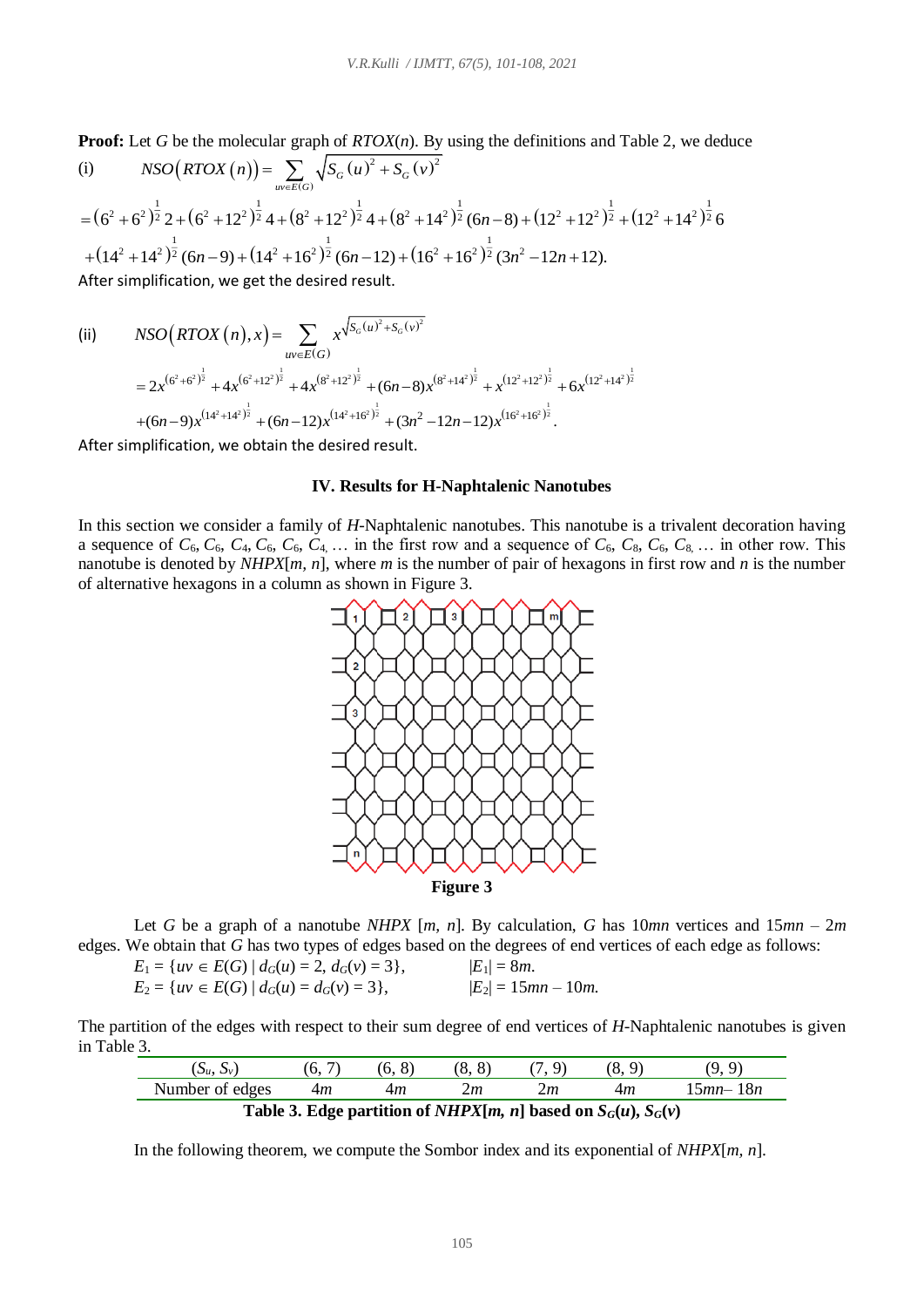**Proof:** Let $G$ be the molecular graph of $RTOX(n)$. By using the definitions and Table 2, we deduce

(i) $$NSO\left(RTOX\left(n\right)\right)=\sum_{uv\in E(G)}\sqrt{S_G\left(u\right)^2+S_G\left(v\right)^2}$$

$$=\left(6^2+6^2\right)^{\frac{1}{2}}2+\left(6^2+12^2\right)^{\frac{1}{2}}4+\left(8^2+12^2\right)^{\frac{1}{2}}4+\left(8^2+14^2\right)^{\frac{1}{2}}(6n-8)+\left(12^2+12^2\right)^{\frac{1}{2}}+\left(12^2+14^2\right)^{\frac{1}{2}}6$$
$$+\left(14^2+14^2\right)^{\frac{1}{2}}(6n-9)+\left(14^2+16^2\right)^{\frac{1}{2}}(6n-12)+\left(16^2+16^2\right)^{\frac{1}{2}}(3n^2-12n+12).$$

After simplification, we get the desired result.

(ii) $$NSO\left(RTOX\left(n\right),x\right)=\sum_{uv\in E(G)}x^{\sqrt{S_G(u)^2+S_G(v)^2}}$$

$$=2x^{\left(6^2+6^2\right)^{\frac{1}{2}}}+4x^{\left(6^2+12^2\right)^{\frac{1}{2}}}+4x^{\left(8^2+12^2\right)^{\frac{1}{2}}}+(6n-8)x^{\left(8^2+14^2\right)^{\frac{1}{2}}}+x^{\left(12^2+12^2\right)^{\frac{1}{2}}}+6x^{\left(12^2+14^2\right)^{\frac{1}{2}}}$$
$$+(6n-9)x^{\left(14^2+14^2\right)^{\frac{1}{2}}}+(6n-12)x^{\left(14^2+16^2\right)^{\frac{1}{2}}}+(3n^2-12n-12)x^{\left(16^2+16^2\right)^{\frac{1}{2}}}.$$

After simplification, we obtain the desired result.

## IV. Results for H-Naphtalenic Nanotubes

In this section we consider a family of *H*-Naphtalenic nanotubes. This nanotube is a trivalent decoration having a sequence of $C_6$, $C_6$, $C_4$, $C_6$, $C_6$, $C_4$, … in the first row and a sequence of $C_6$, $C_8$, $C_6$, $C_8$, … in other row. This nanotube is denoted by $NHPX[m, n]$, where $m$ is the number of pair of hexagons in first row and $n$ is the number of alternative hexagons in a column as shown in Figure 3.

**Figure 3**

Let $G$ be a graph of a nanotube $NHPX\ [m, n]$. By calculation, $G$ has $10mn$ vertices and $15mn - 2m$ edges. We obtain that $G$ has two types of edges based on the degrees of end vertices of each edge as follows:

$E_1 = \{uv \in E(G) \mid d_G(u) = 2, d_G(v) = 3\}$, $|E_1| = 8m$.
$E_2 = \{uv \in E(G) \mid d_G(u) = d_G(v) = 3\}$, $|E_2| = 15mn - 10m$.

The partition of the edges with respect to their sum degree of end vertices of *H*-Naphtalenic nanotubes is given in Table 3.

| $(S_u, S_v)$ | (6, 7) | (6, 8) | (8, 8) | (7, 9) | (8, 9) | (9, 9) |
|---|---|---|---|---|---|---|
| Number of edges | $4m$ | $4m$ | $2m$ | $2m$ | $4m$ | $15mn - 18n$ |

**Table 3. Edge partition of $NHPX[m, n]$ based on $S_G(u)$, $S_G(v)$**

In the following theorem, we compute the Sombor index and its exponential of $NHPX[m, n]$.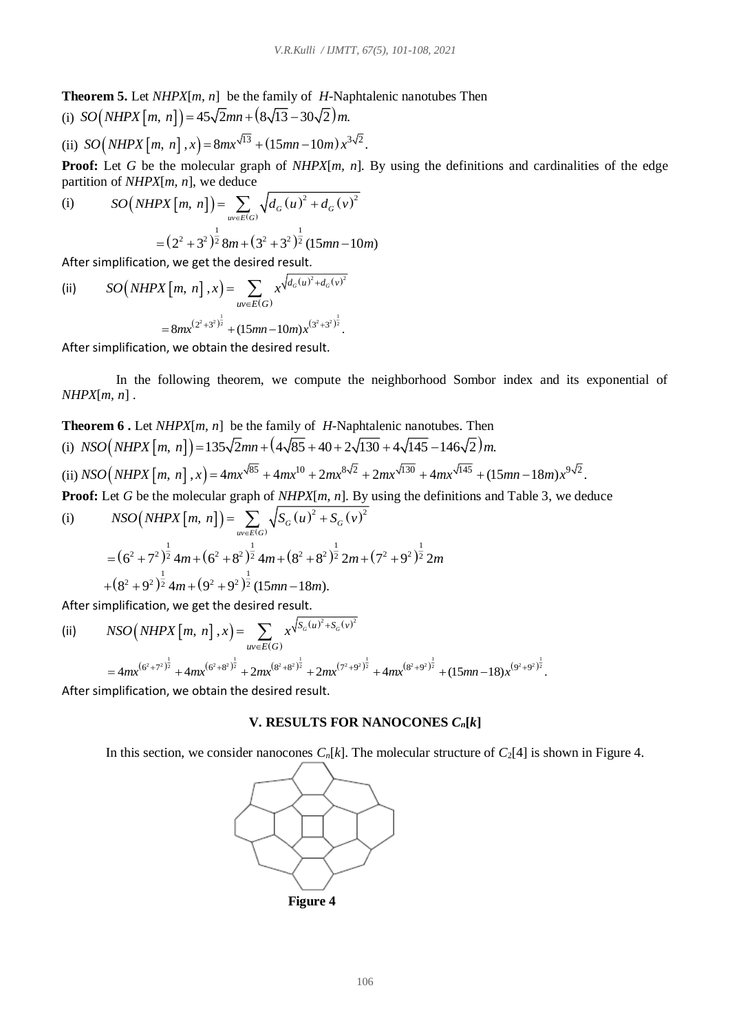**Theorem 5.** Let *NHPX*[*m, n*] be the family of *H*-Naphtalenic nanotubes Then

(i) $SO\left(NHPX\left[m,\ n\right]\right)=45\sqrt{2}mn+\left(8\sqrt{13}-30\sqrt{2}\right)m.$

(ii) $SO\left(NHPX\left[m,\ n\right],x\right)=8mx^{\sqrt{13}}+(15mn-10m)x^{3\sqrt{2}}.$

**Proof:** Let *G* be the molecular graph of *NHPX*[*m, n*]. By using the definitions and cardinalities of the edge partition of *NHPX*[*m, n*], we deduce

(i) $$SO\left(NHPX\left[m,\ n\right]\right)=\sum_{uv\in E(G)}\sqrt{d_G(u)^2+d_G(v)^2}$$

$$=\left(2^2+3^2\right)^{\frac{1}{2}}8m+\left(3^2+3^2\right)^{\frac{1}{2}}(15mn-10m)$$

After simplification, we get the desired result.

(ii) $$SO\left(NHPX\left[m,\ n\right],x\right)=\sum_{uv\in E(G)}x^{\sqrt{d_G(u)^2+d_G(v)^2}}$$

$$=8mx^{\left(2^2+3^2\right)^{\frac{1}{2}}}+(15mn-10m)x^{\left(3^2+3^2\right)^{\frac{1}{2}}}.$$

After simplification, we obtain the desired result.

In the following theorem, we compute the neighborhood Sombor index and its exponential of *NHPX*[*m, n*] .

**Theorem 6 .** Let *NHPX*[*m, n*] be the family of *H*-Naphtalenic nanotubes. Then

(i) $NSO\left(NHPX\left[m,\ n\right]\right)=135\sqrt{2}mn+\left(4\sqrt{85}+40+2\sqrt{130}+4\sqrt{145}-146\sqrt{2}\right)m.$

(ii) $NSO\left(NHPX\left[m,\ n\right],x\right)=4mx^{\sqrt{85}}+4mx^{10}+2mx^{8\sqrt{2}}+2mx^{\sqrt{130}}+4mx^{\sqrt{145}}+(15mn-18m)x^{9\sqrt{2}}.$

**Proof:** Let *G* be the molecular graph of *NHPX*[*m, n*]. By using the definitions and Table 3, we deduce

(i) $$NSO\left(NHPX\left[m,\ n\right]\right)=\sum_{uv\in E(G)}\sqrt{S_G(u)^2+S_G(v)^2}$$

$$=\left(6^2+7^2\right)^{\frac{1}{2}}4m+\left(6^2+8^2\right)^{\frac{1}{2}}4m+\left(8^2+8^2\right)^{\frac{1}{2}}2m+\left(7^2+9^2\right)^{\frac{1}{2}}2m$$
$$+\left(8^2+9^2\right)^{\frac{1}{2}}4m+\left(9^2+9^2\right)^{\frac{1}{2}}(15mn-18m).$$

After simplification, we get the desired result.

(ii) $$NSO\left(NHPX\left[m,\ n\right],x\right)=\sum_{uv\in E(G)}x^{\sqrt{S_G(u)^2+S_G(v)^2}}$$

$$=4mx^{\left(6^2+7^2\right)^{\frac{1}{2}}}+4mx^{\left(6^2+8^2\right)^{\frac{1}{2}}}+2mx^{\left(8^2+8^2\right)^{\frac{1}{2}}}+2mx^{\left(7^2+9^2\right)^{\frac{1}{2}}}+4mx^{\left(8^2+9^2\right)^{\frac{1}{2}}}+(15mn-18)x^{\left(9^2+9^2\right)^{\frac{1}{2}}}.$$

After simplification, we obtain the desired result.

## V. RESULTS FOR NANOCONES $C_n[k]$

In this section, we consider nanocones $C_n[k]$. The molecular structure of $C_2[4]$ is shown in Figure 4.

**Figure 4**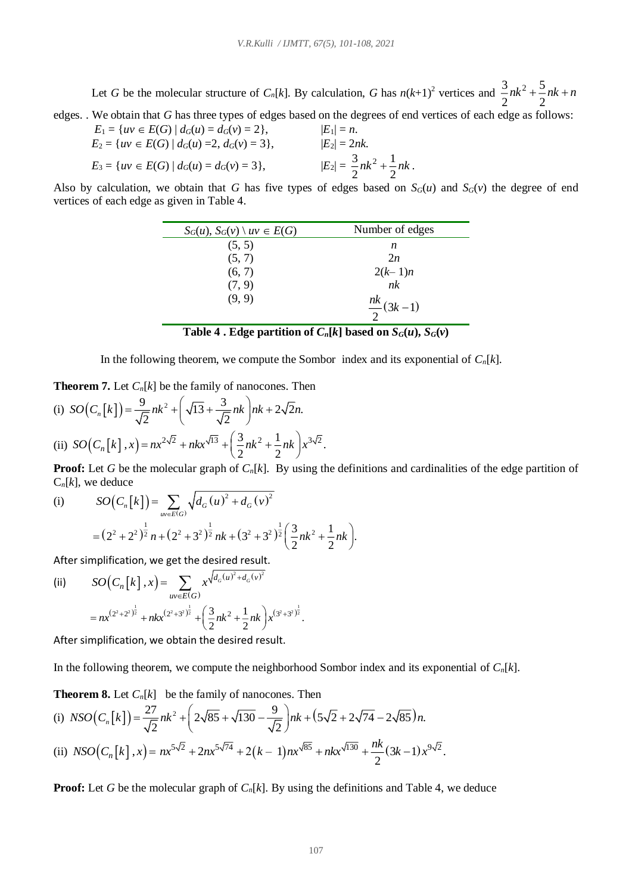Let $G$ be the molecular structure of $C_n[k]$. By calculation, $G$ has $n(k+1)^2$ vertices and $\frac{3}{2}nk^2 + \frac{5}{2}nk + n$ edges. . We obtain that $G$ has three types of edges based on the degrees of end vertices of each edge as follows:

$E_1 = \{uv \in E(G) \mid d_G(u) = d_G(v) = 2\}$, $\quad |E_1| = n$.

$E_2 = \{uv \in E(G) \mid d_G(u) = 2, d_G(v) = 3\}$, $\quad |E_2| = 2nk$.

$E_3 = \{uv \in E(G) \mid d_G(u) = d_G(v) = 3\}$, $\quad |E_2| = \frac{3}{2}nk^2 + \frac{1}{2}nk$.

Also by calculation, we obtain that $G$ has five types of edges based on $S_G(u)$ and $S_G(v)$ the degree of end vertices of each edge as given in Table 4.

| $S_G(u), S_G(v) \setminus uv \in E(G)$ | Number of edges |
|---|---|
| (5, 5) | $n$ |
| (5, 7) | $2n$ |
| (6, 7) | $2(k-1)n$ |
| (7, 9) | $nk$ |
| (9, 9) | $\frac{nk}{2}(3k-1)$ |

**Table 4 . Edge partition of $C_n[k]$ based on $S_G(u)$, $S_G(v)$**

In the following theorem, we compute the Sombor index and its exponential of $C_n[k]$.

**Theorem 7.** Let $C_n[k]$ be the family of nanocones. Then

(i) $SO(C_n[k]) = \frac{9}{\sqrt{2}}nk^2 + \left(\sqrt{13} + \frac{3}{\sqrt{2}}nk\right)nk + 2\sqrt{2}n.$

(ii) $SO(C_n[k], x) = nx^{2\sqrt{2}} + nkx^{\sqrt{13}} + \left(\frac{3}{2}nk^2 + \frac{1}{2}nk\right)x^{3\sqrt{2}}.$

**Proof:** Let $G$ be the molecular graph of $C_n[k]$. By using the definitions and cardinalities of the edge partition of $C_n[k]$, we deduce

(i)
$$SO(C_n[k]) = \sum_{uv \in E(G)} \sqrt{d_G(u)^2 + d_G(v)^2}$$
$$= (2^2+2^2)^{\frac{1}{2}} n + (2^2+3^2)^{\frac{1}{2}} nk + (3^2+3^2)^{\frac{1}{2}} \left(\frac{3}{2}nk^2 + \frac{1}{2}nk\right).$$

After simplification, we get the desired result.

(ii)
$$SO(C_n[k], x) = \sum_{uv \in E(G)} x^{\sqrt{d_G(u)^2 + d_G(v)^2}}$$
$$= nx^{(2^2+2^2)^{\frac{1}{2}}} + nkx^{(2^2+3^2)^{\frac{1}{2}}} + \left(\frac{3}{2}nk^2 + \frac{1}{2}nk\right)x^{(3^2+3^2)^{\frac{1}{2}}}.$$

After simplification, we obtain the desired result.

In the following theorem, we compute the neighborhood Sombor index and its exponential of $C_n[k]$.

**Theorem 8.** Let $C_n[k]$ be the family of nanocones. Then

(i) $NSO(C_n[k]) = \frac{27}{\sqrt{2}}nk^2 + \left(2\sqrt{85} + \sqrt{130} - \frac{9}{\sqrt{2}}\right)nk + \left(5\sqrt{2} + 2\sqrt{74} - 2\sqrt{85}\right)n.$

(ii) $NSO(C_n[k], x) = nx^{5\sqrt{2}} + 2nx^{5\sqrt{74}} + 2(k-1)nx^{\sqrt{85}} + nkx^{\sqrt{130}} + \frac{nk}{2}(3k-1)x^{9\sqrt{2}}.$

**Proof:** Let $G$ be the molecular graph of $C_n[k]$. By using the definitions and Table 4, we deduce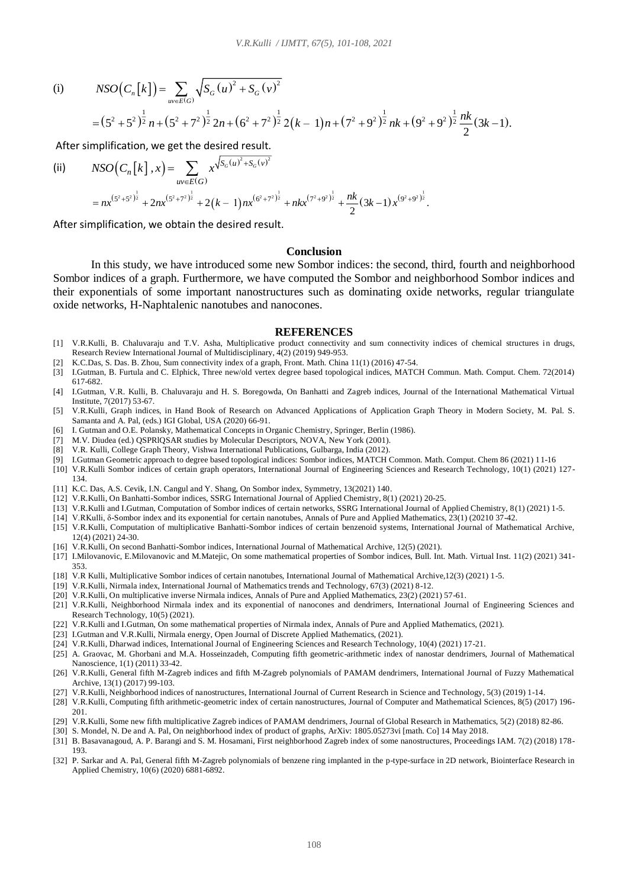(i) $$NSO\left(C_n\left[k\right]\right)=\sum_{uv\in E(G)}\sqrt{S_G(u)^2+S_G(v)^2}$$

$$=\left(5^2+5^2\right)^{\frac{1}{2}}n+\left(5^2+7^2\right)^{\frac{1}{2}}2n+\left(6^2+7^2\right)^{\frac{1}{2}}2\left(k-1\right)n+\left(7^2+9^2\right)^{\frac{1}{2}}nk+\left(9^2+9^2\right)^{\frac{1}{2}}\frac{nk}{2}(3k-1).$$

After simplification, we get the desired result.

(ii) $$NSO\left(C_n\left[k\right],x\right)=\sum_{uv\in E(G)}x^{\sqrt{S_G(u)^2+S_G(v)^2}}$$

$$=nx^{\left(5^2+5^2\right)^{\frac{1}{2}}}+2nx^{\left(5^2+7^2\right)^{\frac{1}{2}}}+2\left(k-1\right)nx^{\left(6^2+7^2\right)^{\frac{1}{2}}}+nkx^{\left(7^2+9^2\right)^{\frac{1}{2}}}+\frac{nk}{2}(3k-1)x^{\left(9^2+9^2\right)^{\frac{1}{2}}}.$$

After simplification, we obtain the desired result.

## Conclusion

In this study, we have introduced some new Sombor indices: the second, third, fourth and neighborhood Sombor indices of a graph. Furthermore, we have computed the Sombor and neighborhood Sombor indices and their exponentials of some important nanostructures such as dominating oxide networks, regular triangulate oxide networks, H-Naphtalenic nanotubes and nanocones.

## REFERENCES

[1] V.R.Kulli, B. Chaluvaraju and T.V. Asha, Multiplicative product connectivity and sum connectivity indices of chemical structures in drugs, Research Review International Journal of Multidisciplinary, 4(2) (2019) 949-953.
[2] K.C.Das, S. Das. B. Zhou, Sum connectivity index of a graph, Front. Math. China 11(1) (2016) 47-54.
[3] I.Gutman, B. Furtula and C. Elphick, Three new/old vertex degree based topological indices, MATCH Commun. Math. Comput. Chem. 72(2014) 617-682.
[4] I.Gutman, V.R. Kulli, B. Chaluvaraju and H. S. Boregowda, On Banhatti and Zagreb indices, Journal of the International Mathematical Virtual Institute, 7(2017) 53-67.
[5] V.R.Kulli, Graph indices, in Hand Book of Research on Advanced Applications of Application Graph Theory in Modern Society, M. Pal. S. Samanta and A. Pal, (eds.) IGI Global, USA (2020) 66-91.
[6] I. Gutman and O.E. Polansky, Mathematical Concepts in Organic Chemistry, Springer, Berlin (1986).
[7] M.V. Diudea (ed.) QSPRIQSAR studies by Molecular Descriptors, NOVA, New York (2001).
[8] V.R. Kulli, College Graph Theory, Vishwa International Publications, Gulbarga, India (2012).
[9] I.Gutman Geometric approach to degree based topological indices: Sombor indices, MATCH Common. Math. Comput. Chem 86 (2021) 11-16
[10] V.R.Kulli Sombor indices of certain graph operators, International Journal of Engineering Sciences and Research Technology, 10(1) (2021) 127-134.
[11] K.C. Das, A.S. Cevik, I.N. Cangul and Y. Shang, On Sombor index, Symmetry, 13(2021) 140.
[12] V.R.Kulli, On Banhatti-Sombor indices, SSRG International Journal of Applied Chemistry, 8(1) (2021) 20-25.
[13] V.R.Kulli and I.Gutman, Computation of Sombor indices of certain networks, SSRG International Journal of Applied Chemistry, 8(1) (2021) 1-5.
[14] V.RKulli, δ-Sombor index and its exponential for certain nanotubes, Annals of Pure and Applied Mathematics, 23(1) (20210 37-42.
[15] V.R.Kulli, Computation of multiplicative Banhatti-Sombor indices of certain benzenoid systems, International Journal of Mathematical Archive, 12(4) (2021) 24-30.
[16] V.R.Kulli, On second Banhatti-Sombor indices, International Journal of Mathematical Archive, 12(5) (2021).
[17] I.Milovanovic, E.Milovanovic and M.Matejic, On some mathematical properties of Sombor indices, Bull. Int. Math. Virtual Inst. 11(2) (2021) 341-353.
[18] V.R Kulli, Multiplicative Sombor indices of certain nanotubes, International Journal of Mathematical Archive,12(3) (2021) 1-5.
[19] V.R.Kulli, Nirmala index, International Journal of Mathematics trends and Technology, 67(3) (2021) 8-12.
[20] V.R.Kulli, On multiplicative inverse Nirmala indices, Annals of Pure and Applied Mathematics, 23(2) (2021) 57-61.
[21] V.R.Kulli, Neighborhood Nirmala index and its exponential of nanocones and dendrimers, International Journal of Engineering Sciences and Research Technology, 10(5) (2021).
[22] V.R.Kulli and I.Gutman, On some mathematical properties of Nirmala index, Annals of Pure and Applied Mathematics, (2021).
[23] I.Gutman and V.R.Kulli, Nirmala energy, Open Journal of Discrete Applied Mathematics, (2021).
[24] V.R.Kulli, Dharwad indices, International Journal of Engineering Sciences and Research Technology, 10(4) (2021) 17-21.
[25] A. Graovac, M. Ghorbani and M.A. Hosseinzadeh, Computing fifth geometric-arithmetic index of nanostar dendrimers, Journal of Mathematical Nanoscience, 1(1) (2011) 33-42.
[26] V.R.Kulli, General fifth M-Zagreb indices and fifth M-Zagreb polynomials of PAMAM dendrimers, International Journal of Fuzzy Mathematical Archive, 13(1) (2017) 99-103.
[27] V.R.Kulli, Neighborhood indices of nanostructures, International Journal of Current Research in Science and Technology, 5(3) (2019) 1-14.
[28] V.R.Kulli, Computing fifth arithmetic-geometric index of certain nanostructures, Journal of Computer and Mathematical Sciences, 8(5) (2017) 196-201.
[29] V.R.Kulli, Some new fifth multiplicative Zagreb indices of PAMAM dendrimers, Journal of Global Research in Mathematics, 5(2) (2018) 82-86.
[30] S. Mondel, N. De and A. Pal, On neighborhood index of product of graphs, ArXiv: 1805.05273vi [math. Co] 14 May 2018.
[31] B. Basavanagoud, A. P. Barangi and S. M. Hosamani, First neighborhood Zagreb index of some nanostructures, Proceedings IAM. 7(2) (2018) 178-193.
[32] P. Sarkar and A. Pal, General fifth M-Zagreb polynomials of benzene ring implanted in the p-type-surface in 2D network, Biointerface Research in Applied Chemistry, 10(6) (2020) 6881-6892.